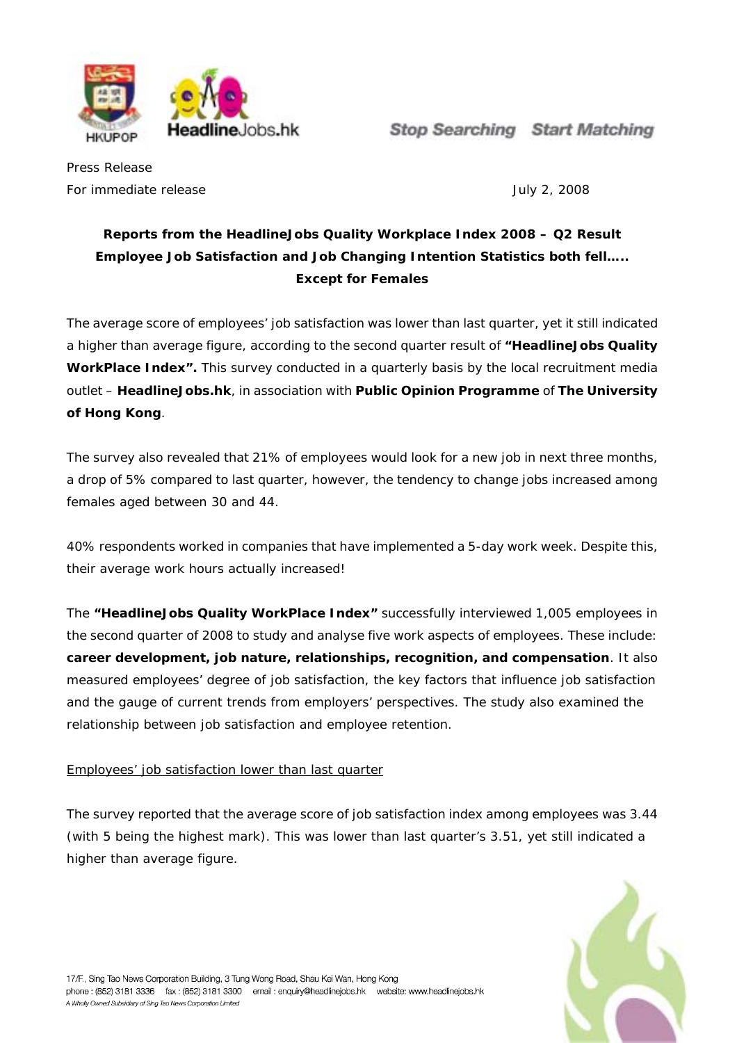Press Release

For immediate release July 2, 2008

**Reports from the HeadlineJobs Quality Workplace Index 2008 – Q2 Result**
**Employee Job Satisfaction and Job Changing Intention Statistics both fell.....**
**Except for Females**

The average score of employees' job satisfaction was lower than last quarter, yet it still indicated a higher than average figure, according to the second quarter result of **"HeadlineJobs Quality WorkPlace Index".** This survey conducted in a quarterly basis by the local recruitment media outlet – **HeadlineJobs.hk**, in association with **Public Opinion Programme** of **The University of Hong Kong**.

The survey also revealed that 21% of employees would look for a new job in next three months, a drop of 5% compared to last quarter, however, the tendency to change jobs increased among females aged between 30 and 44.

40% respondents worked in companies that have implemented a 5-day work week. Despite this, their average work hours actually increased!

The **"HeadlineJobs Quality WorkPlace Index"** successfully interviewed 1,005 employees in the second quarter of 2008 to study and analyse five work aspects of employees. These include: **career development, job nature, relationships, recognition, and compensation**. It also measured employees' degree of job satisfaction, the key factors that influence job satisfaction and the gauge of current trends from employers' perspectives. The study also examined the relationship between job satisfaction and employee retention.

Employees' job satisfaction lower than last quarter

The survey reported that the average score of job satisfaction index among employees was 3.44 (with 5 being the highest mark). This was lower than last quarter's 3.51, yet still indicated a higher than average figure.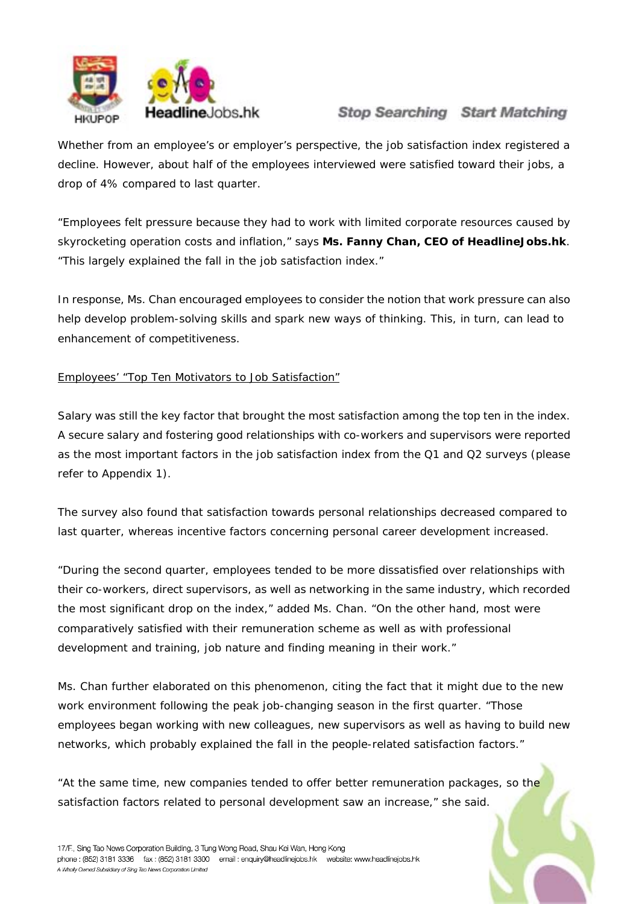Whether from an employee's or employer's perspective, the job satisfaction index registered a decline. However, about half of the employees interviewed were satisfied toward their jobs, a drop of 4% compared to last quarter.

"Employees felt pressure because they had to work with limited corporate resources caused by skyrocketing operation costs and inflation," says **Ms. Fanny Chan, CEO of HeadlineJobs.hk**. "This largely explained the fall in the job satisfaction index."

In response, Ms. Chan encouraged employees to consider the notion that work pressure can also help develop problem-solving skills and spark new ways of thinking. This, in turn, can lead to enhancement of competitiveness.

<u>Employees' "Top Ten Motivators to Job Satisfaction"</u>

Salary was still the key factor that brought the most satisfaction among the top ten in the index. A secure salary and fostering good relationships with co-workers and supervisors were reported as the most important factors in the job satisfaction index from the Q1 and Q2 surveys (please refer to Appendix 1).

The survey also found that satisfaction towards personal relationships decreased compared to last quarter, whereas incentive factors concerning personal career development increased.

"During the second quarter, employees tended to be more dissatisfied over relationships with their co-workers, direct supervisors, as well as networking in the same industry, which recorded the most significant drop on the index," added Ms. Chan. "On the other hand, most were comparatively satisfied with their remuneration scheme as well as with professional development and training, job nature and finding meaning in their work."

Ms. Chan further elaborated on this phenomenon, citing the fact that it might due to the new work environment following the peak job-changing season in the first quarter. "Those employees began working with new colleagues, new supervisors as well as having to build new networks, which probably explained the fall in the people-related satisfaction factors."

"At the same time, new companies tended to offer better remuneration packages, so the satisfaction factors related to personal development saw an increase," she said.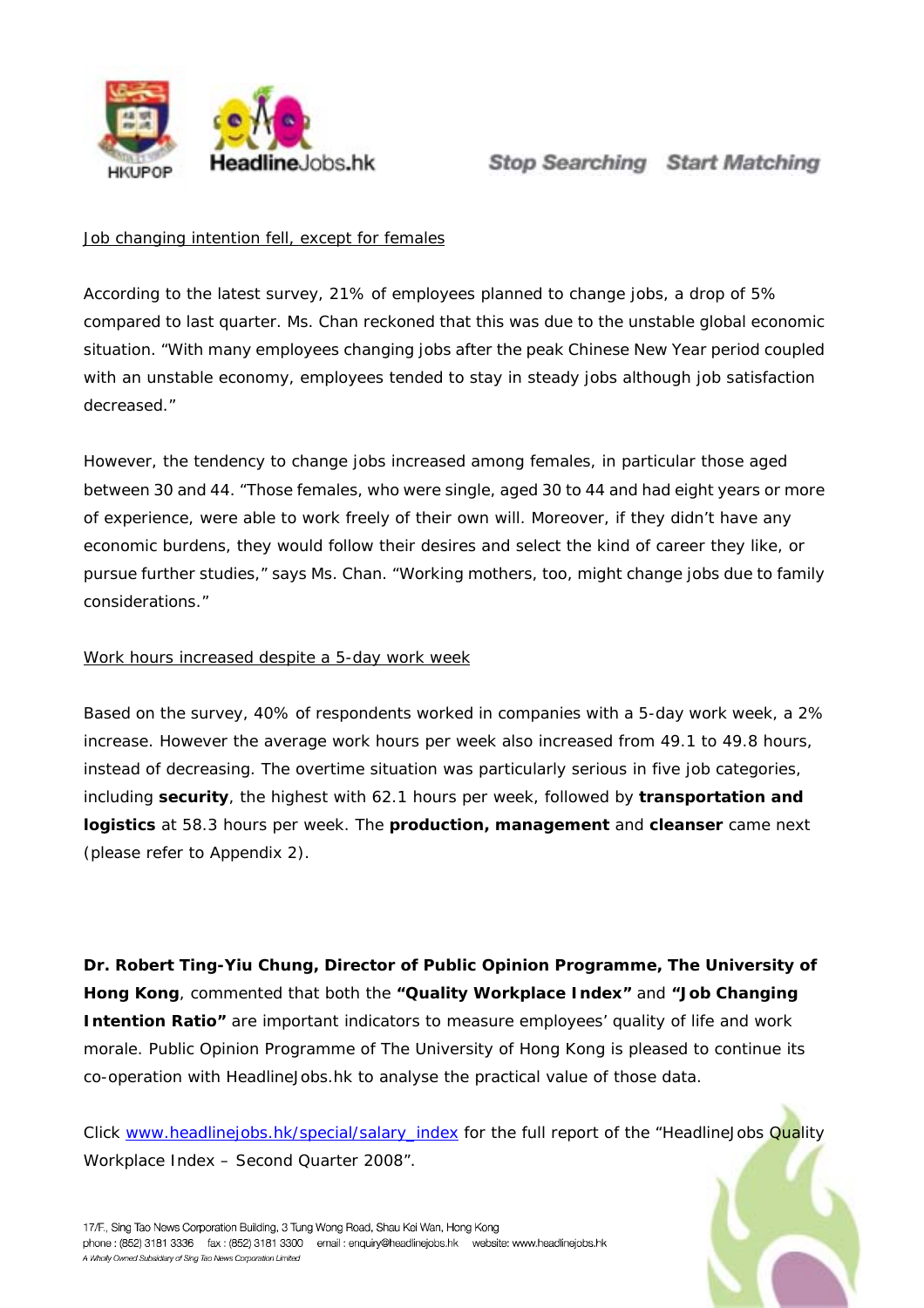Job changing intention fell, except for females

According to the latest survey, 21% of employees planned to change jobs, a drop of 5% compared to last quarter. Ms. Chan reckoned that this was due to the unstable global economic situation. "With many employees changing jobs after the peak Chinese New Year period coupled with an unstable economy, employees tended to stay in steady jobs although job satisfaction decreased."

However, the tendency to change jobs increased among females, in particular those aged between 30 and 44. "Those females, who were single, aged 30 to 44 and had eight years or more of experience, were able to work freely of their own will. Moreover, if they didn't have any economic burdens, they would follow their desires and select the kind of career they like, or pursue further studies," says Ms. Chan. "Working mothers, too, might change jobs due to family considerations."

Work hours increased despite a 5-day work week

Based on the survey, 40% of respondents worked in companies with a 5-day work week, a 2% increase. However the average work hours per week also increased from 49.1 to 49.8 hours, instead of decreasing. The overtime situation was particularly serious in five job categories, including **security**, the highest with 62.1 hours per week, followed by **transportation and logistics** at 58.3 hours per week. The **production, management** and **cleanser** came next (please refer to Appendix 2).

**Dr. Robert Ting-Yiu Chung, Director of Public Opinion Programme, The University of Hong Kong**, commented that both the **"Quality Workplace Index"** and **"Job Changing Intention Ratio"** are important indicators to measure employees' quality of life and work morale. Public Opinion Programme of The University of Hong Kong is pleased to continue its co-operation with HeadlineJobs.hk to analyse the practical value of those data.

Click www.headlinejobs.hk/special/salary_index for the full report of the "HeadlineJobs Quality Workplace Index – Second Quarter 2008".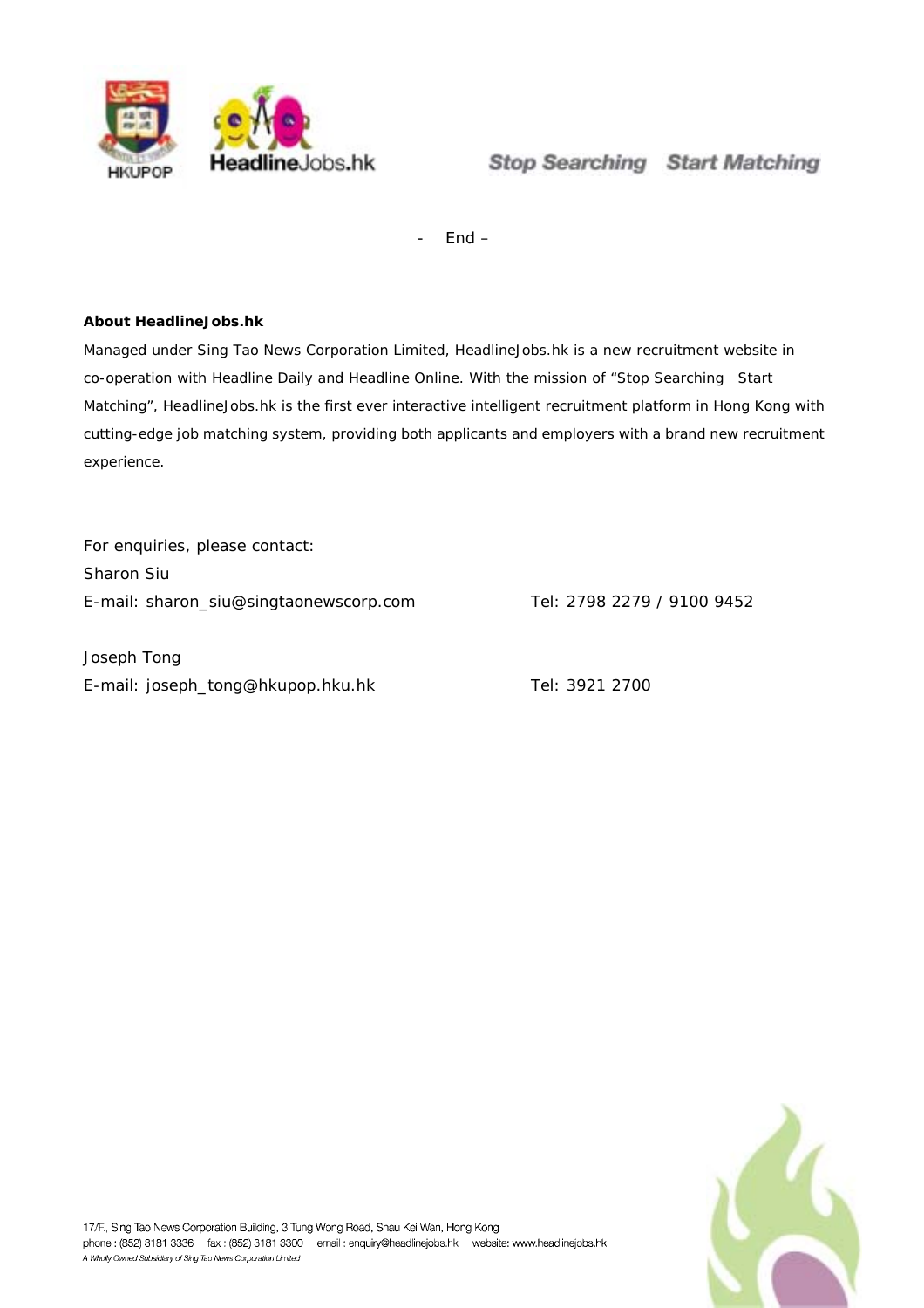- End –

**About HeadlineJobs.hk**

Managed under Sing Tao News Corporation Limited, HeadlineJobs.hk is a new recruitment website in co-operation with Headline Daily and Headline Online. With the mission of "Stop Searching Start Matching", HeadlineJobs.hk is the first ever interactive intelligent recruitment platform in Hong Kong with cutting-edge job matching system, providing both applicants and employers with a brand new recruitment experience.

For enquiries, please contact:

Sharon Siu
E-mail: sharon_siu@singtaonewscorp.com    Tel: 2798 2279 / 9100 9452

Joseph Tong
E-mail: joseph_tong@hkupop.hku.hk    Tel: 3921 2700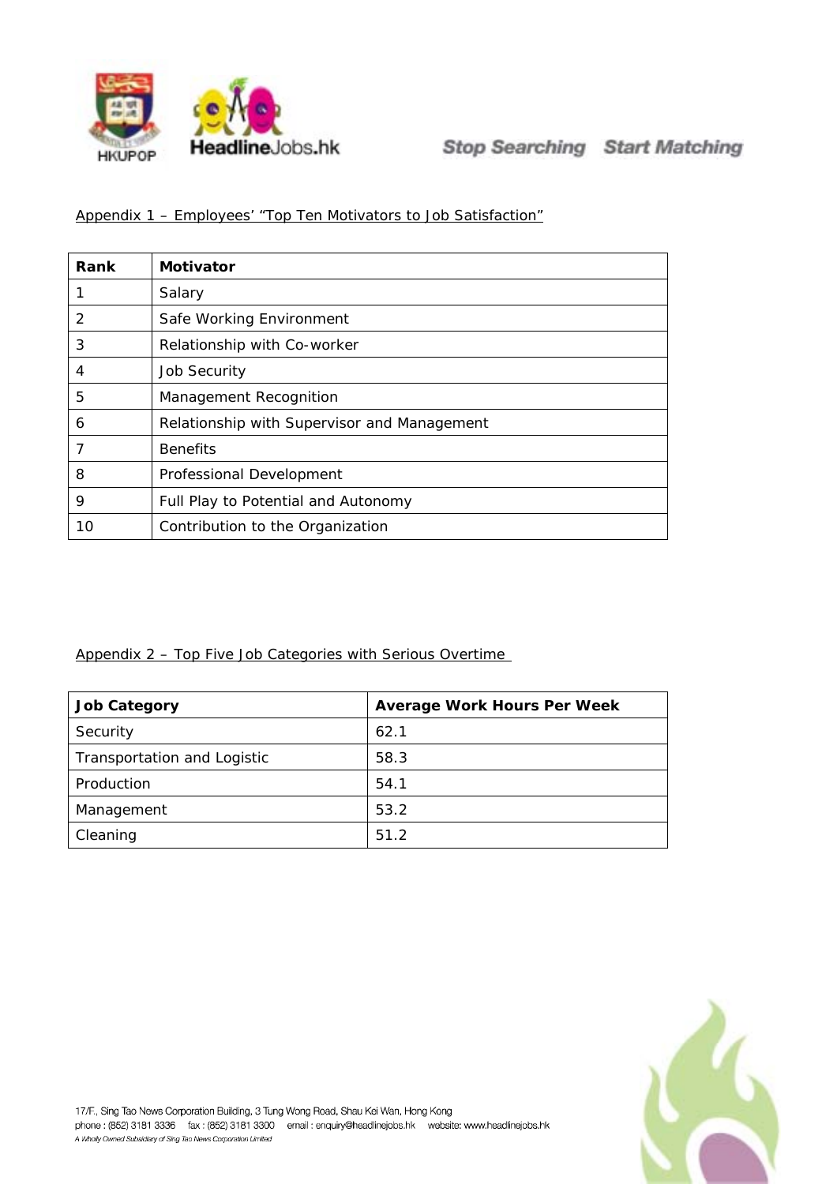Appendix 1 – Employees' "Top Ten Motivators to Job Satisfaction"

| Rank | Motivator |
|---|---|
| 1 | Salary |
| 2 | Safe Working Environment |
| 3 | Relationship with Co-worker |
| 4 | Job Security |
| 5 | Management Recognition |
| 6 | Relationship with Supervisor and Management |
| 7 | Benefits |
| 8 | Professional Development |
| 9 | Full Play to Potential and Autonomy |
| 10 | Contribution to the Organization |

Appendix 2 – Top Five Job Categories with Serious Overtime

| Job Category | Average Work Hours Per Week |
|---|---|
| Security | 62.1 |
| Transportation and Logistic | 58.3 |
| Production | 54.1 |
| Management | 53.2 |
| Cleaning | 51.2 |